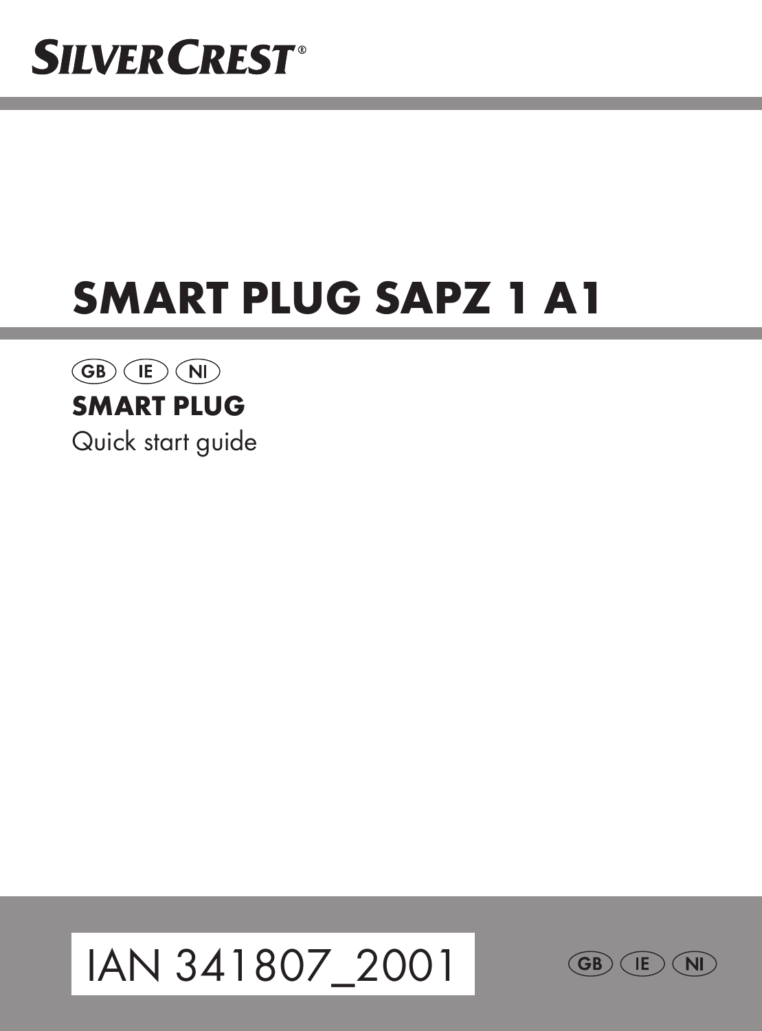SILVERCREST®

# SMART PLUG SAPZ 1 A1

GB IE NI

**SMART PLUG**

Quick start guide

IAN 341807_2001

GB IE NI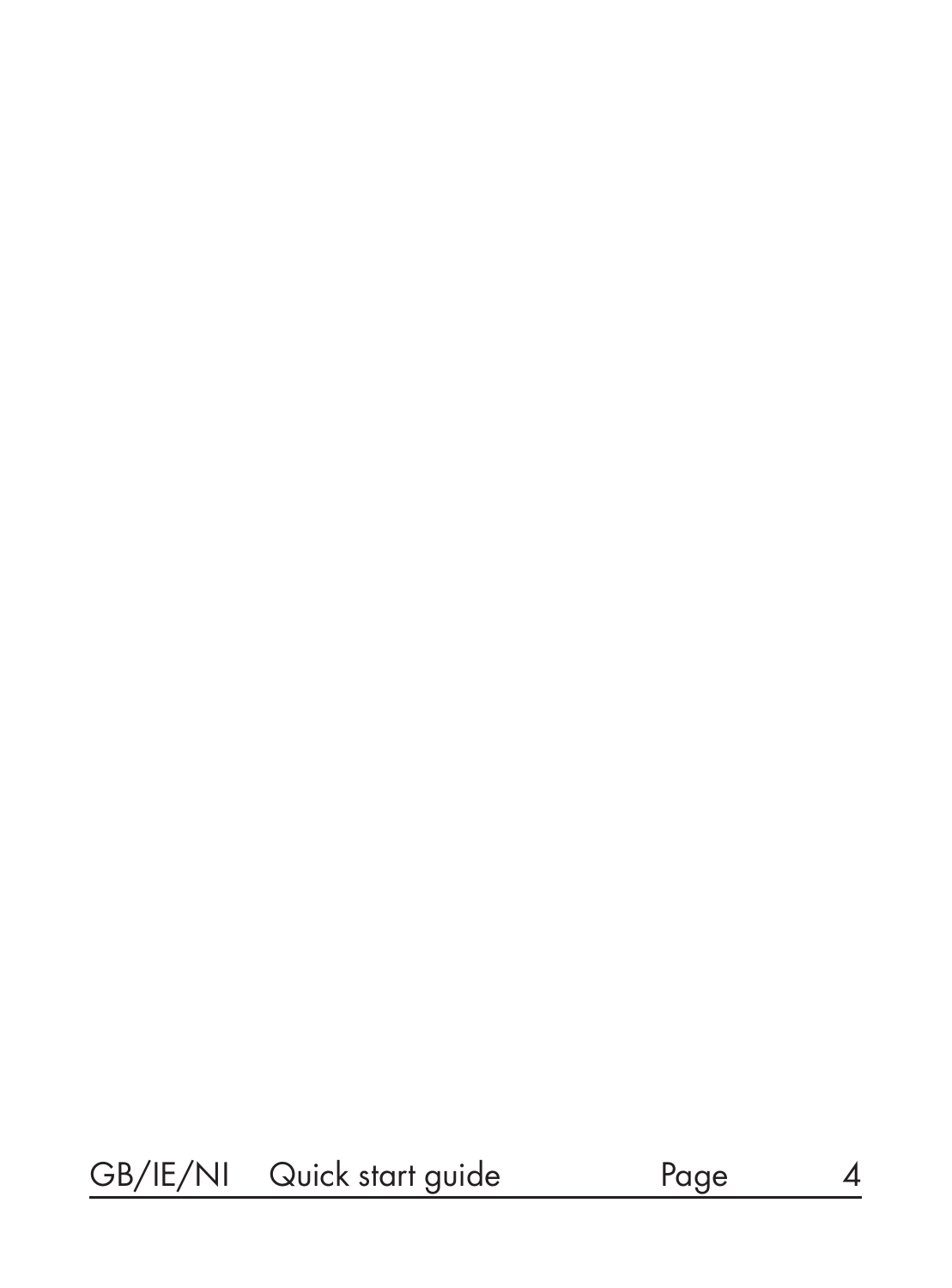| GB/IE/NI | Quick start guide | Page | 4 |
|---|---|---|---|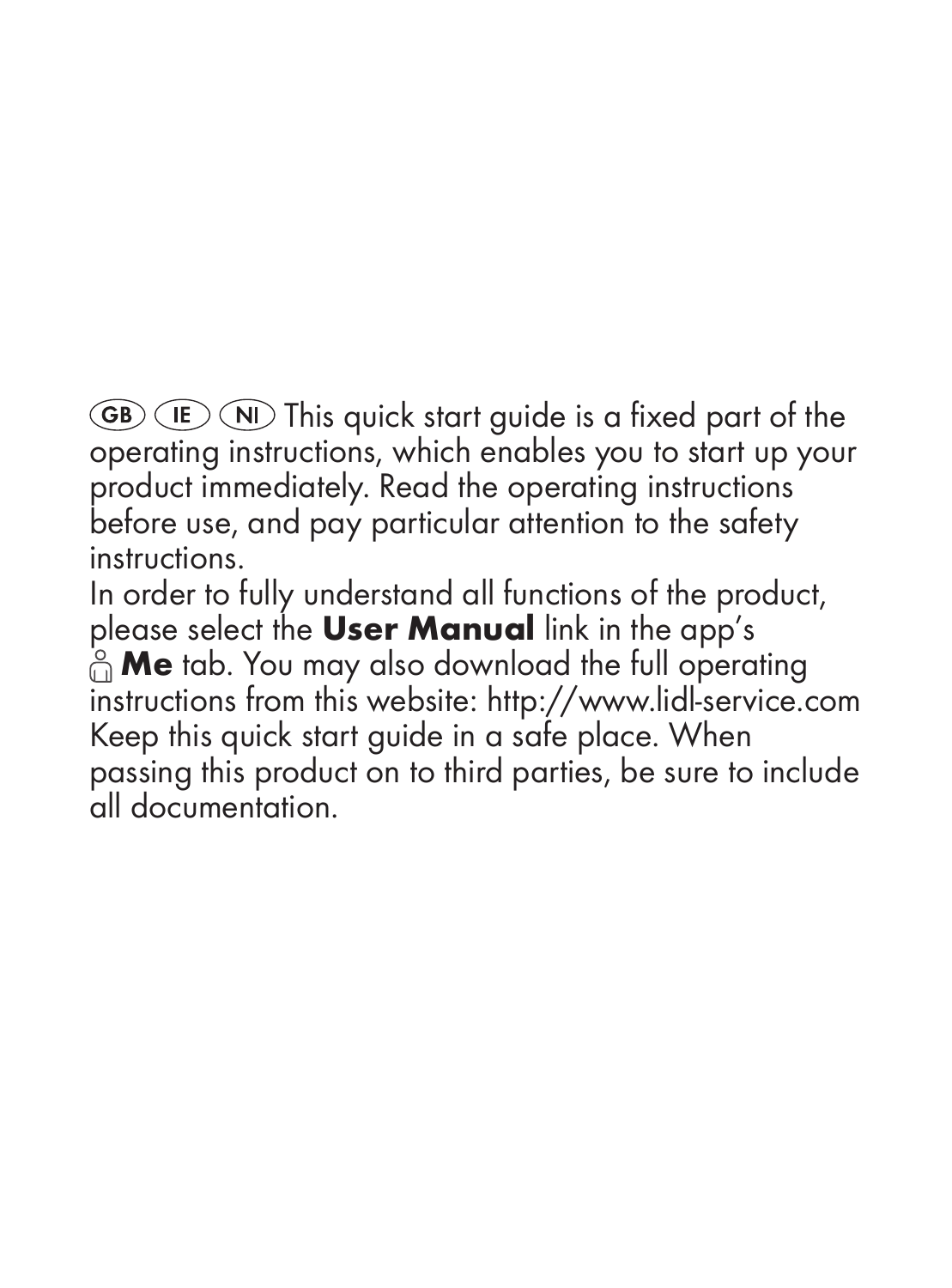(GB) (IE) (NI) This quick start guide is a fixed part of the operating instructions, which enables you to start up your product immediately. Read the operating instructions before use, and pay particular attention to the safety instructions.

In order to fully understand all functions of the product, please select the **User Manual** link in the app's **Me** tab. You may also download the full operating instructions from this website: http://www.lidl-service.com

Keep this quick start guide in a safe place. When passing this product on to third parties, be sure to include all documentation.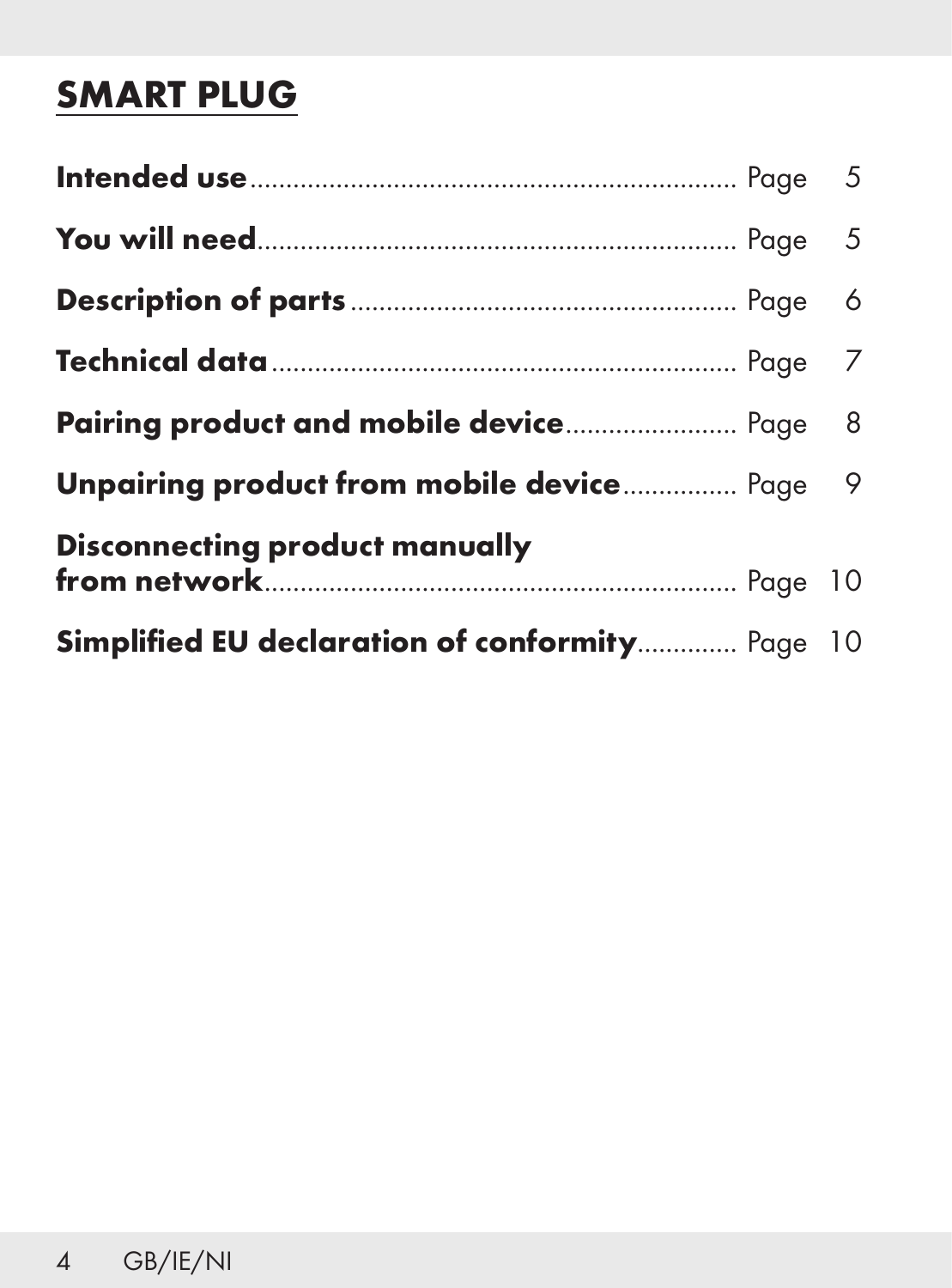# SMART PLUG

**Intended use** .................................................................. Page 5

**You will need** ................................................................. Page 5

**Description of parts** ...................................................... Page 6

**Technical data** ................................................................ Page 7

**Pairing product and mobile device** ......................... Page 8

**Unpairing product from mobile device** ................... Page 9

**Disconnecting product manually from network** ........................................................... Page 10

**Simplified EU declaration of conformity** .............. Page 10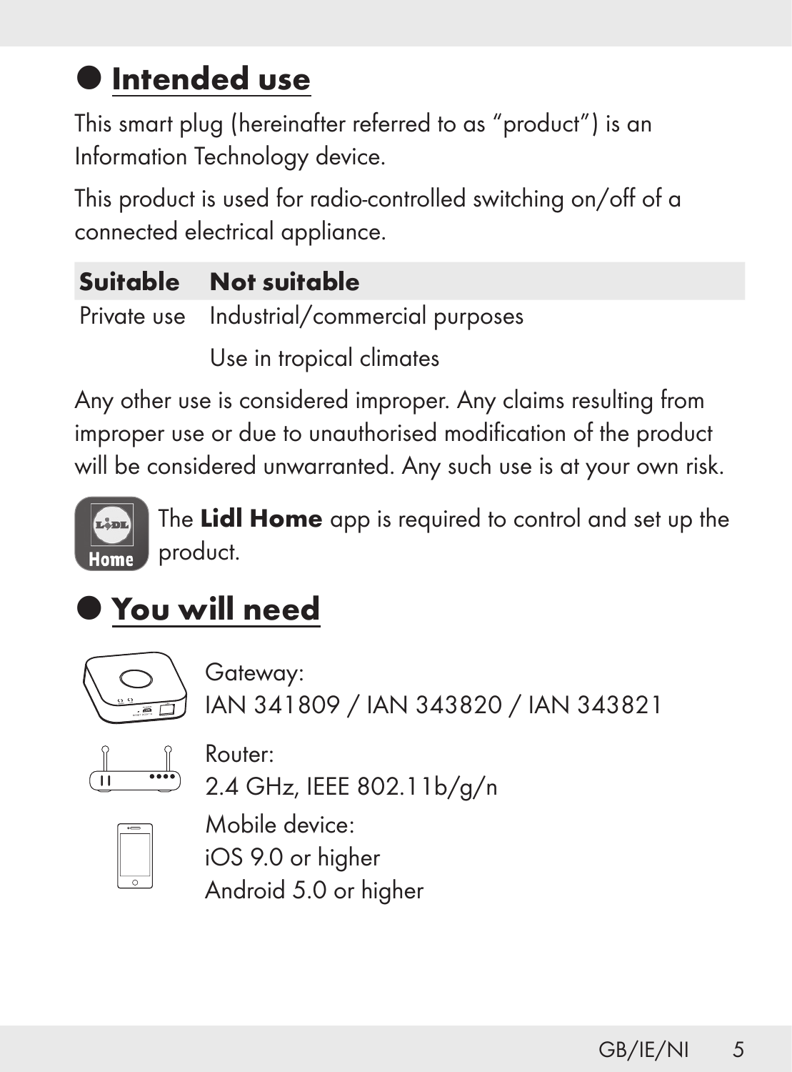## Intended use

This smart plug (hereinafter referred to as "product") is an Information Technology device.

This product is used for radio-controlled switching on/off of a connected electrical appliance.

| Suitable | Not suitable |
| --- | --- |
| Private use | Industrial/commercial purposes |
| | Use in tropical climates |

Any other use is considered improper. Any claims resulting from improper use or due to unauthorised modification of the product will be considered unwarranted. Any such use is at your own risk.

The **Lidl Home** app is required to control and set up the product.

## You will need

Gateway:
IAN 341809 / IAN 343820 / IAN 343821

Router:
2.4 GHz, IEEE 802.11b/g/n

Mobile device:
iOS 9.0 or higher
Android 5.0 or higher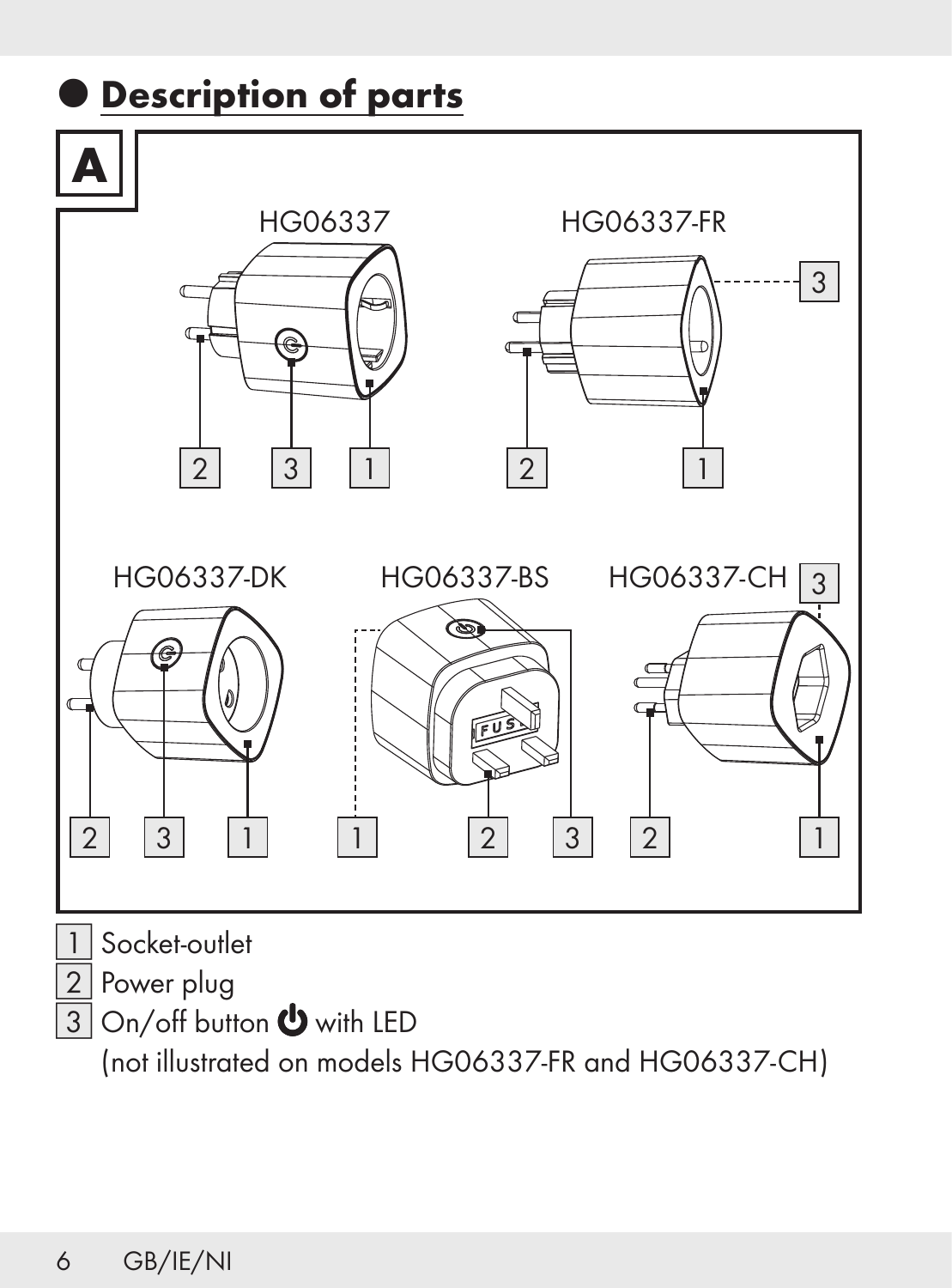## Description of parts

1 Socket-outlet

2 Power plug

3 On/off button ⏻ with LED
(not illustrated on models HG06337-FR and HG06337-CH)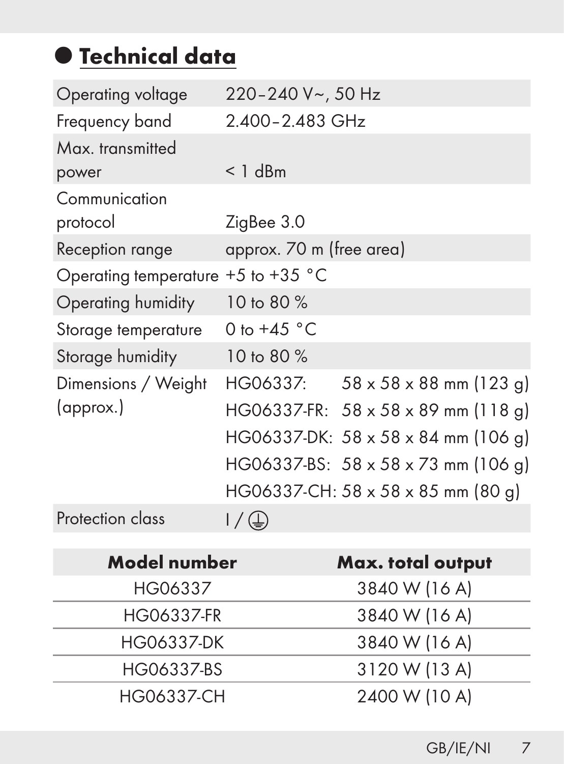## Technical data

| | |
|---|---|
| Operating voltage | 220–240 V~, 50 Hz |
| Frequency band | 2.400–2.483 GHz |
| Max. transmitted power | < 1 dBm |
| Communication protocol | ZigBee 3.0 |
| Reception range | approx. 70 m (free area) |
| Operating temperature | +5 to +35 °C |
| Operating humidity | 10 to 80 % |
| Storage temperature | 0 to +45 °C |
| Storage humidity | 10 to 80 % |
| Dimensions / Weight (approx.) | HG06337: 58 x 58 x 88 mm (123 g)<br>HG06337-FR: 58 x 58 x 89 mm (118 g)<br>HG06337-DK: 58 x 58 x 84 mm (106 g)<br>HG06337-BS: 58 x 58 x 73 mm (106 g)<br>HG06337-CH: 58 x 58 x 85 mm (80 g) |
| Protection class | I / ⏚ |

| **Model number** | **Max. total output** |
|---|---|
| HG06337 | 3840 W (16 A) |
| HG06337-FR | 3840 W (16 A) |
| HG06337-DK | 3840 W (16 A) |
| HG06337-BS | 3120 W (13 A) |
| HG06337-CH | 2400 W (10 A) |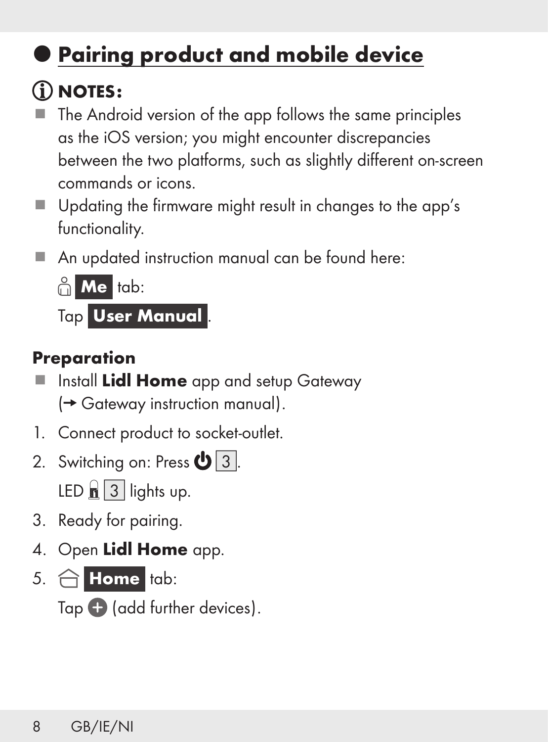# Pairing product and mobile device

**NOTES:**

- The Android version of the app follows the same principles as the iOS version; you might encounter discrepancies between the two platforms, such as slightly different on-screen commands or icons.
- Updating the firmware might result in changes to the app's functionality.
- An updated instruction manual can be found here:

  **Me** tab:

  Tap **User Manual**.

### Preparation

- Install **Lidl Home** app and setup Gateway (→ Gateway instruction manual).

1. Connect product to socket-outlet.
2. Switching on: Press 3.

   LED 3 lights up.
3. Ready for pairing.
4. Open **Lidl Home** app.
5. **Home** tab:

   Tap + (add further devices).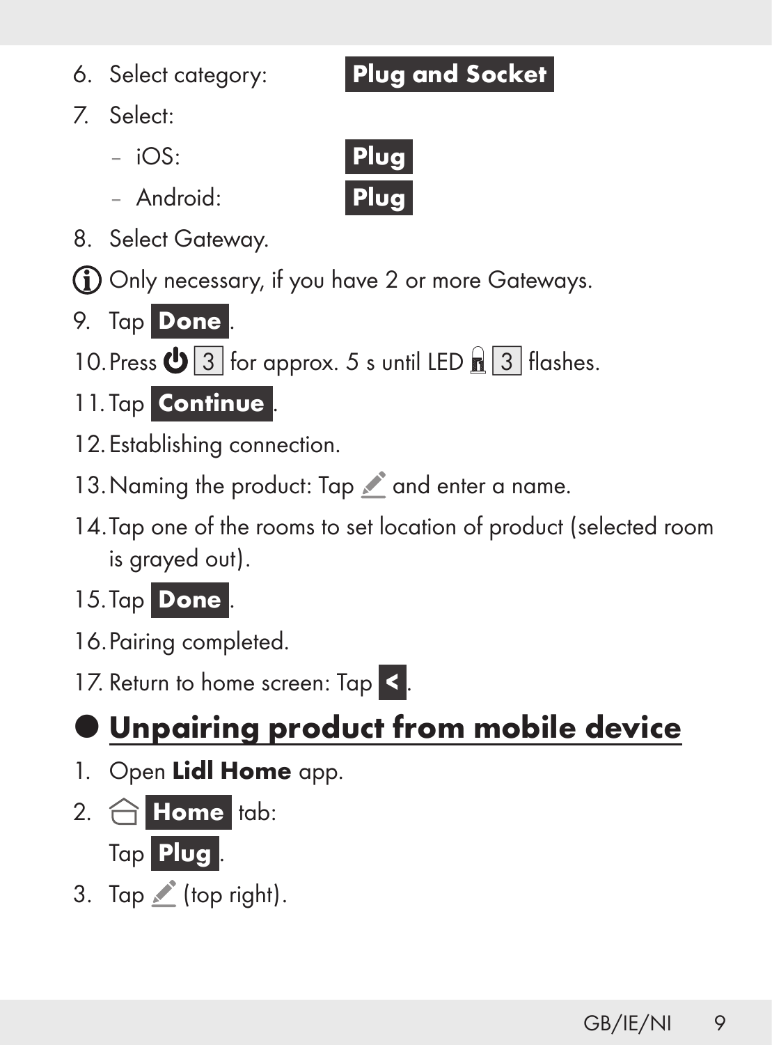6. Select category: **Plug and Socket**
7. Select:
   - iOS: **Plug**
   - Android: **Plug**
8. Select Gateway.

ⓘ Only necessary, if you have 2 or more Gateways.

9. Tap **Done**.
10. Press ⏻ 3 for approx. 5 s until LED 3 flashes.
11. Tap **Continue**.
12. Establishing connection.
13. Naming the product: Tap ✎ and enter a name.
14. Tap one of the rooms to set location of product (selected room is grayed out).
15. Tap **Done**.
16. Pairing completed.
17. Return to home screen: Tap **<**.

## Unpairing product from mobile device

1. Open **Lidl Home** app.
2. **Home** tab:
   Tap **Plug**.
3. Tap ✎ (top right).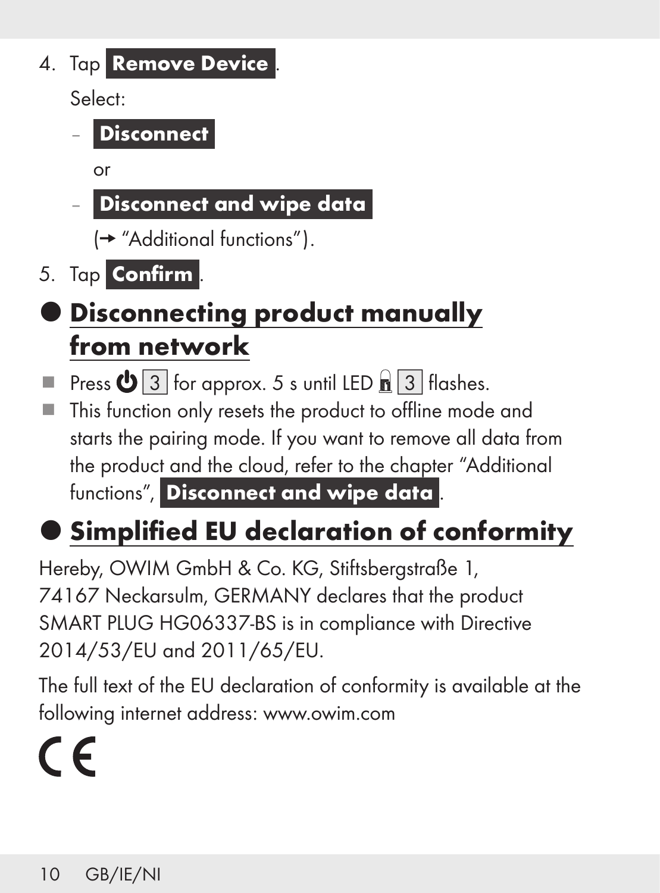4. Tap **Remove Device**.

   Select:

   – **Disconnect**

   or

   – **Disconnect and wipe data**

   (→ "Additional functions").

5. Tap **Confirm**.

## Disconnecting product manually from network

- Press ⏻ [3] for approx. 5 s until LED [3] flashes.
- This function only resets the product to offline mode and starts the pairing mode. If you want to remove all data from the product and the cloud, refer to the chapter "Additional functions", **Disconnect and wipe data**.

## Simplified EU declaration of conformity

Hereby, OWIM GmbH & Co. KG, Stiftsbergstraße 1, 74167 Neckarsulm, GERMANY declares that the product SMART PLUG HG06337-BS is in compliance with Directive 2014/53/EU and 2011/65/EU.

The full text of the EU declaration of conformity is available at the following internet address: www.owim.com

CE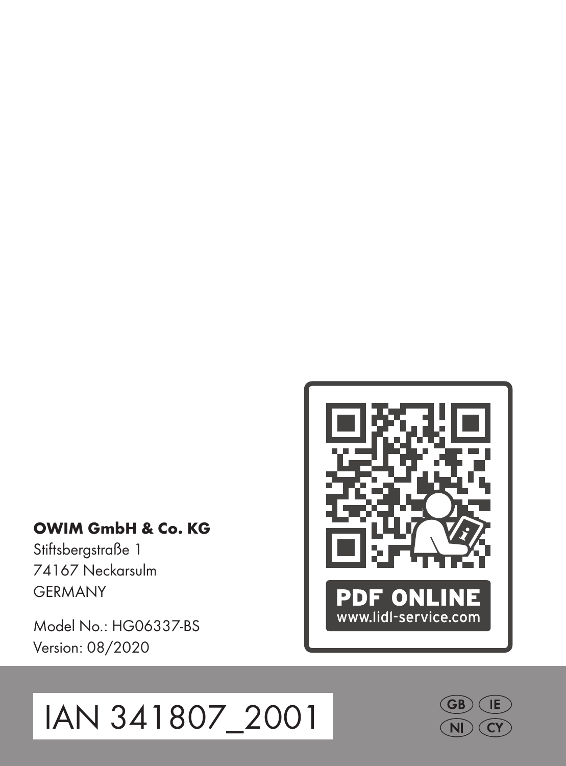**OWIM GmbH & Co. KG**
Stiftsbergstraße 1
74167 Neckarsulm
GERMANY

Model No.: HG06337-BS
Version: 08/2020

PDF ONLINE
www.lidl-service.com

IAN 341807_2001

GB IE NI CY